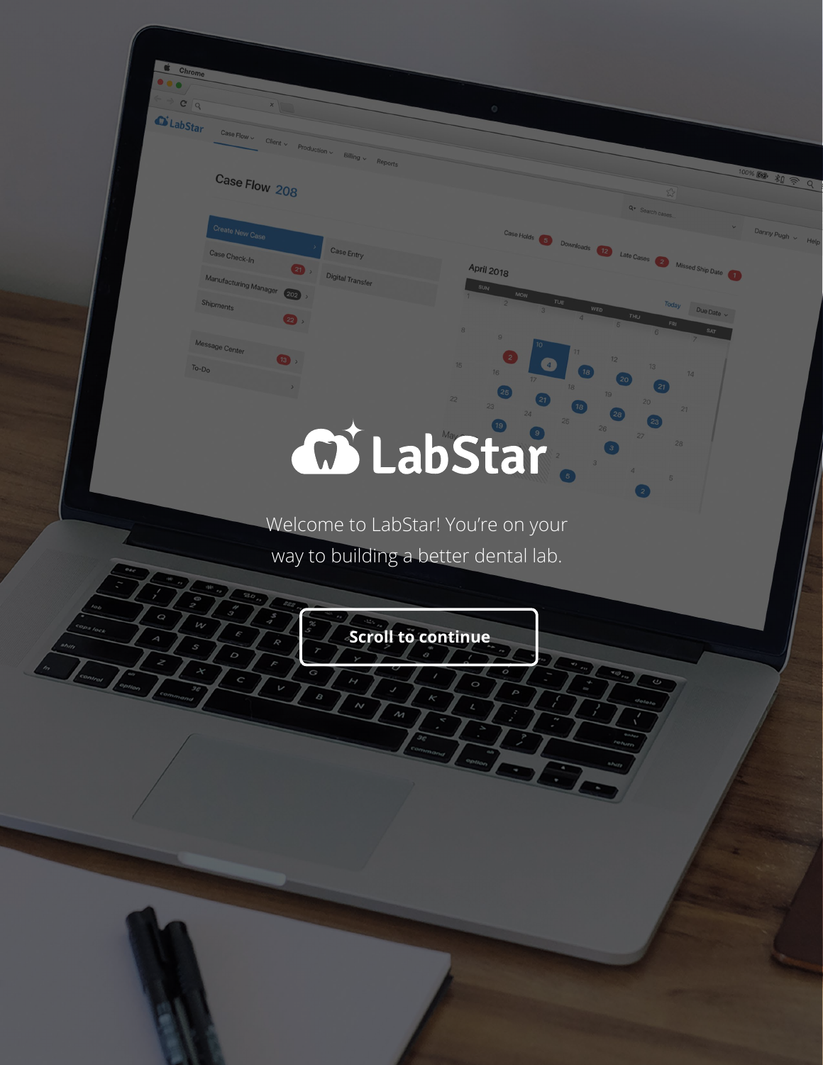# LabStar

Welcome to LabStar! You're on your way to building a better dental lab.

**Scroll to continue**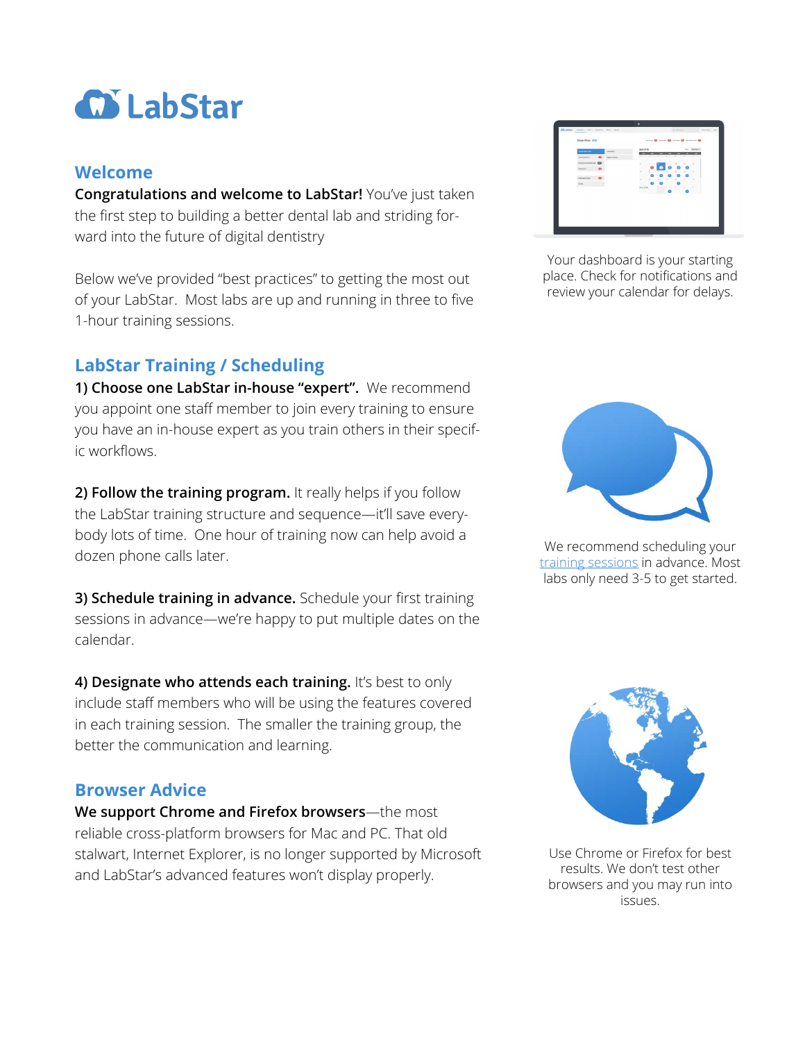# LabStar

## Welcome

**Congratulations and welcome to LabStar!** You've just taken the first step to building a better dental lab and striding forward into the future of digital dentistry

Below we've provided "best practices" to getting the most out of your LabStar. Most labs are up and running in three to five 1-hour training sessions.

## LabStar Training / Scheduling

**1) Choose one LabStar in-house "expert".** We recommend you appoint one staff member to join every training to ensure you have an in-house expert as you train others in their specific workflows.

**2) Follow the training program.** It really helps if you follow the LabStar training structure and sequence—it'll save everybody lots of time. One hour of training now can help avoid a dozen phone calls later.

**3) Schedule training in advance.** Schedule your first training sessions in advance—we're happy to put multiple dates on the calendar.

**4) Designate who attends each training.** It's best to only include staff members who will be using the features covered in each training session. The smaller the training group, the better the communication and learning.

## Browser Advice

**We support Chrome and Firefox browsers**—the most reliable cross-platform browsers for Mac and PC. That old stalwart, Internet Explorer, is no longer supported by Microsoft and LabStar's advanced features won't display properly.

Your dashboard is your starting place. Check for notifications and review your calendar for delays.

We recommend scheduling your training sessions in advance. Most labs only need 3-5 to get started.

Use Chrome or Firefox for best results. We don't test other browsers and you may run into issues.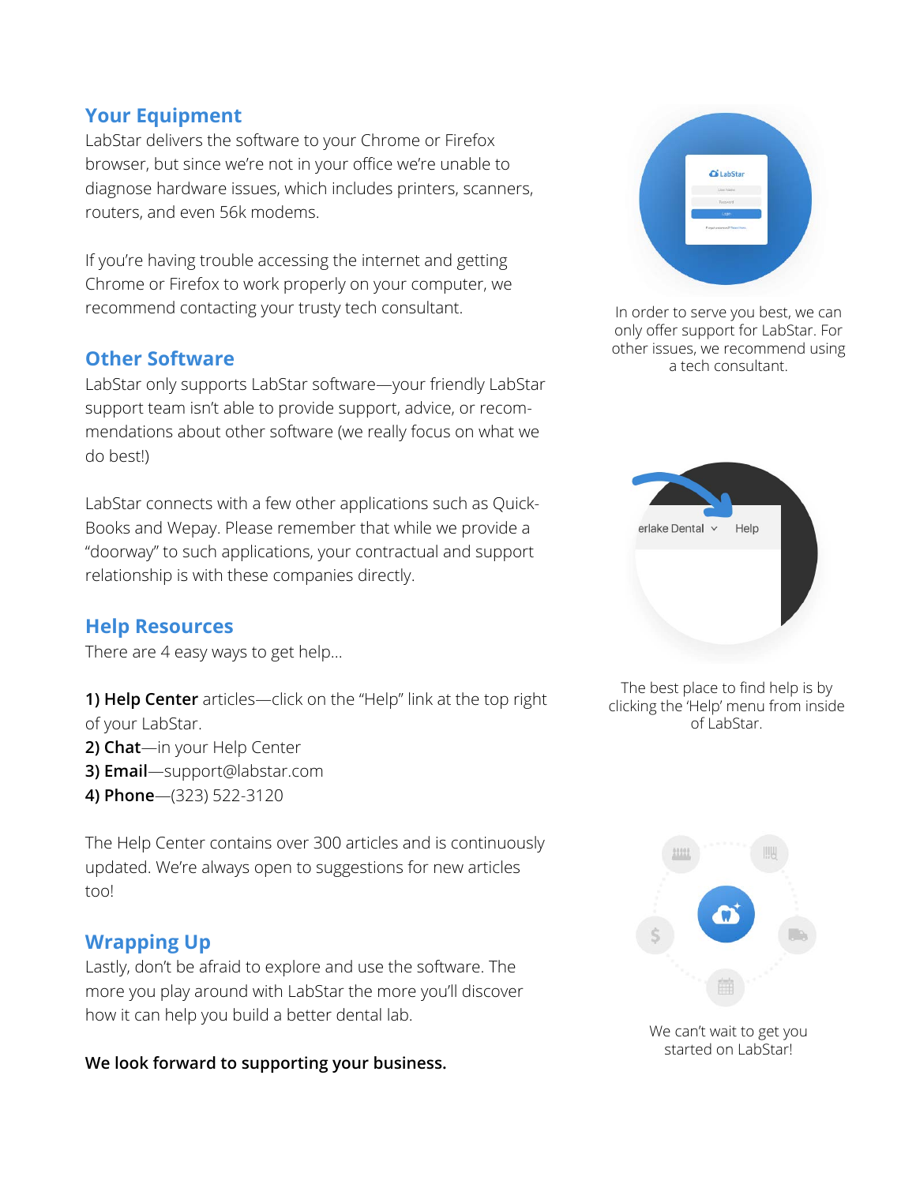## Your Equipment

LabStar delivers the software to your Chrome or Firefox browser, but since we're not in your office we're unable to diagnose hardware issues, which includes printers, scanners, routers, and even 56k modems.

If you're having trouble accessing the internet and getting Chrome or Firefox to work properly on your computer, we recommend contacting your trusty tech consultant.

In order to serve you best, we can only offer support for LabStar. For other issues, we recommend using a tech consultant.

## Other Software

LabStar only supports LabStar software—your friendly LabStar support team isn't able to provide support, advice, or recommendations about other software (we really focus on what we do best!)

LabStar connects with a few other applications such as QuickBooks and Wepay. Please remember that while we provide a "doorway" to such applications, your contractual and support relationship is with these companies directly.

## Help Resources

There are 4 easy ways to get help...

**1) Help Center** articles—click on the "Help" link at the top right of your LabStar.
**2) Chat**—in your Help Center
**3) Email**—support@labstar.com
**4) Phone**—(323) 522-3120

The Help Center contains over 300 articles and is continuously updated. We're always open to suggestions for new articles too!

The best place to find help is by clicking the 'Help' menu from inside of LabStar.

## Wrapping Up

Lastly, don't be afraid to explore and use the software. The more you play around with LabStar the more you'll discover how it can help you build a better dental lab.

**We look forward to supporting your business.**

We can't wait to get you started on LabStar!